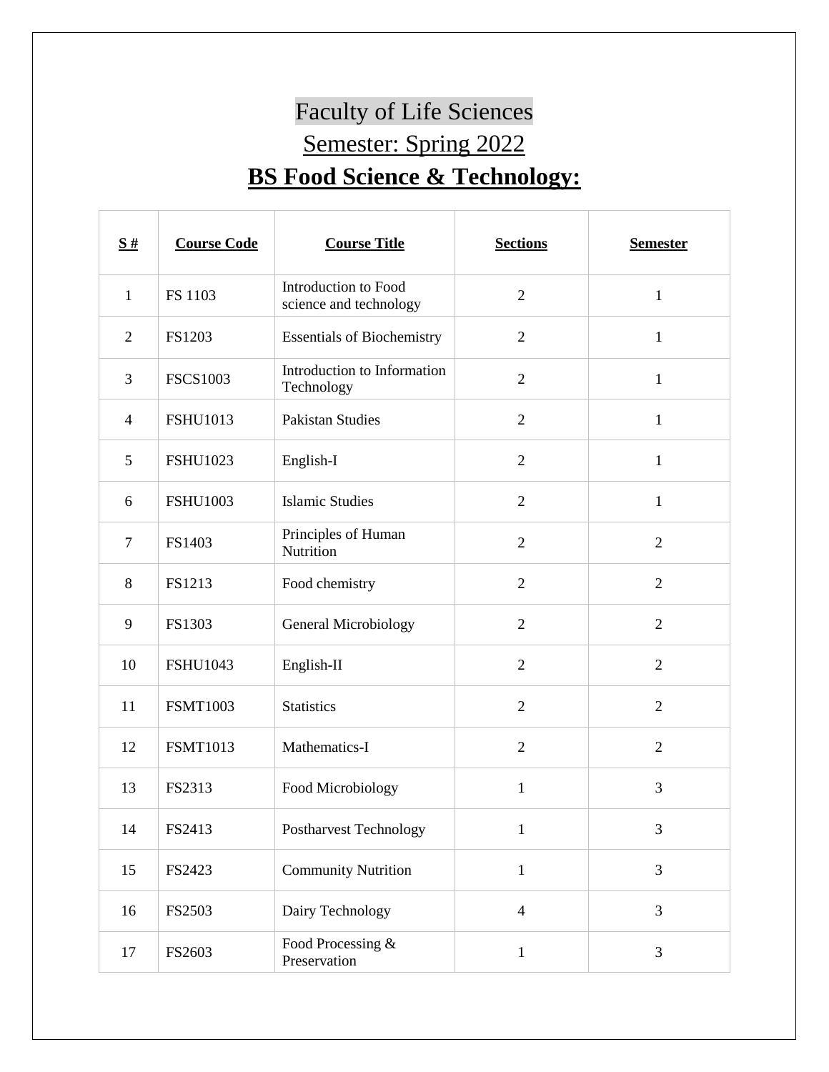# Faculty of Life Sciences

## Semester: Spring 2022

## **BS Food Science & Technology:**

| **S #** | **Course Code** | **Course Title** | **Sections** | **Semester** |
|---|---|---|---|---|
| 1 | FS 1103 | Introduction to Food science and technology | 2 | 1 |
| 2 | FS1203 | Essentials of Biochemistry | 2 | 1 |
| 3 | FSCS1003 | Introduction to Information Technology | 2 | 1 |
| 4 | FSHU1013 | Pakistan Studies | 2 | 1 |
| 5 | FSHU1023 | English-I | 2 | 1 |
| 6 | FSHU1003 | Islamic Studies | 2 | 1 |
| 7 | FS1403 | Principles of Human Nutrition | 2 | 2 |
| 8 | FS1213 | Food chemistry | 2 | 2 |
| 9 | FS1303 | General Microbiology | 2 | 2 |
| 10 | FSHU1043 | English-II | 2 | 2 |
| 11 | FSMT1003 | Statistics | 2 | 2 |
| 12 | FSMT1013 | Mathematics-I | 2 | 2 |
| 13 | FS2313 | Food Microbiology | 1 | 3 |
| 14 | FS2413 | Postharvest Technology | 1 | 3 |
| 15 | FS2423 | Community Nutrition | 1 | 3 |
| 16 | FS2503 | Dairy Technology | 4 | 3 |
| 17 | FS2603 | Food Processing & Preservation | 1 | 3 |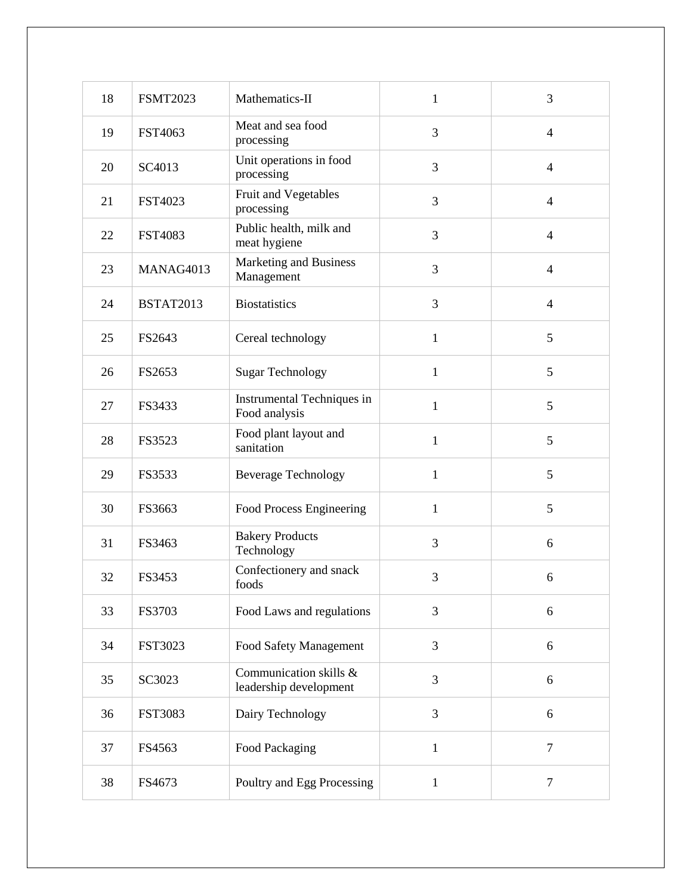| 18 | FSMT2023 | Mathematics-II | 1 | 3 |
|---|---|---|---|---|
| 19 | FST4063 | Meat and sea food processing | 3 | 4 |
| 20 | SC4013 | Unit operations in food processing | 3 | 4 |
| 21 | FST4023 | Fruit and Vegetables processing | 3 | 4 |
| 22 | FST4083 | Public health, milk and meat hygiene | 3 | 4 |
| 23 | MANAG4013 | Marketing and Business Management | 3 | 4 |
| 24 | BSTAT2013 | Biostatistics | 3 | 4 |
| 25 | FS2643 | Cereal technology | 1 | 5 |
| 26 | FS2653 | Sugar Technology | 1 | 5 |
| 27 | FS3433 | Instrumental Techniques in Food analysis | 1 | 5 |
| 28 | FS3523 | Food plant layout and sanitation | 1 | 5 |
| 29 | FS3533 | Beverage Technology | 1 | 5 |
| 30 | FS3663 | Food Process Engineering | 1 | 5 |
| 31 | FS3463 | Bakery Products Technology | 3 | 6 |
| 32 | FS3453 | Confectionery and snack foods | 3 | 6 |
| 33 | FS3703 | Food Laws and regulations | 3 | 6 |
| 34 | FST3023 | Food Safety Management | 3 | 6 |
| 35 | SC3023 | Communication skills & leadership development | 3 | 6 |
| 36 | FST3083 | Dairy Technology | 3 | 6 |
| 37 | FS4563 | Food Packaging | 1 | 7 |
| 38 | FS4673 | Poultry and Egg Processing | 1 | 7 |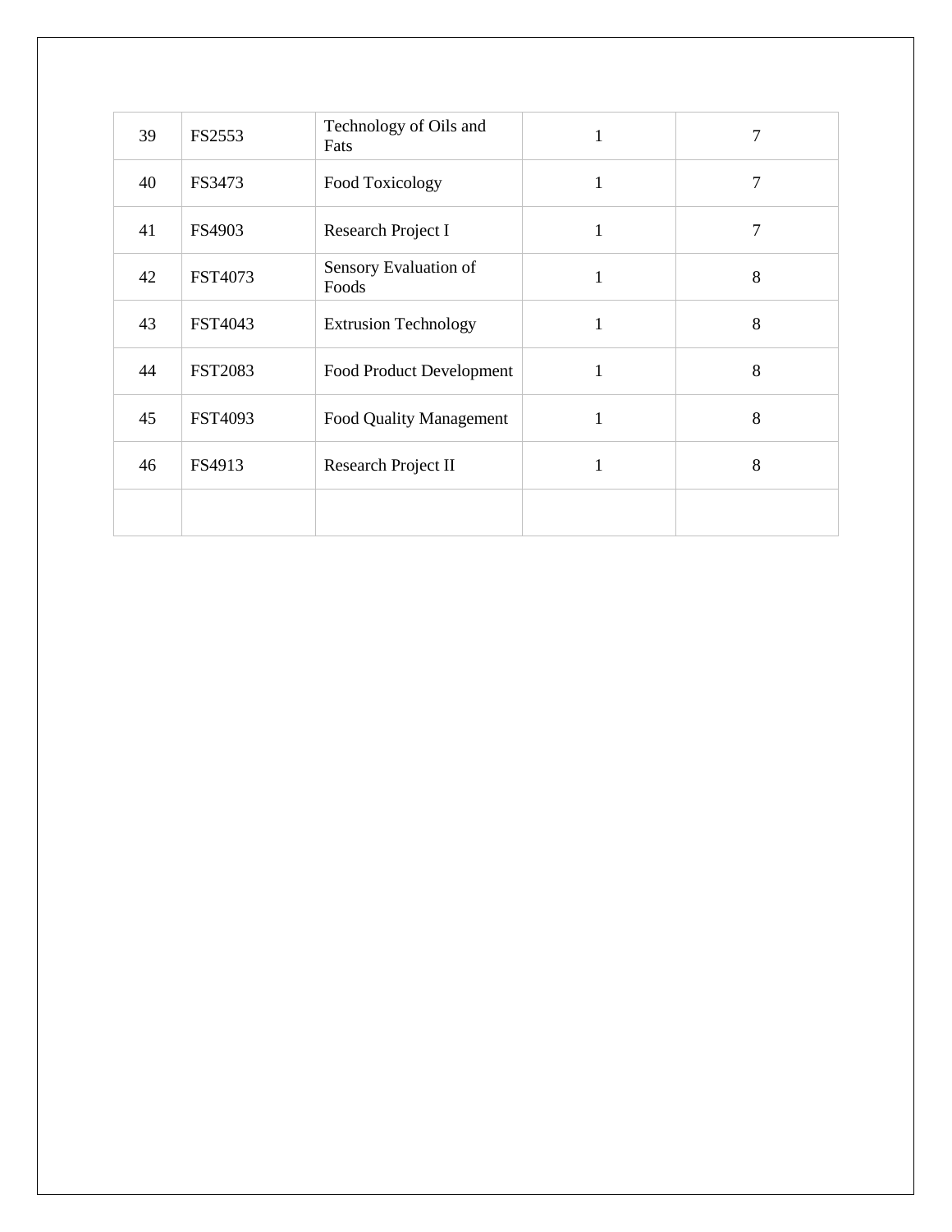| | | | | |
|---|---|---|---|---|
| 39 | FS2553 | Technology of Oils and Fats | 1 | 7 |
| 40 | FS3473 | Food Toxicology | 1 | 7 |
| 41 | FS4903 | Research Project I | 1 | 7 |
| 42 | FST4073 | Sensory Evaluation of Foods | 1 | 8 |
| 43 | FST4043 | Extrusion Technology | 1 | 8 |
| 44 | FST2083 | Food Product Development | 1 | 8 |
| 45 | FST4093 | Food Quality Management | 1 | 8 |
| 46 | FS4913 | Research Project II | 1 | 8 |
| | | | | |